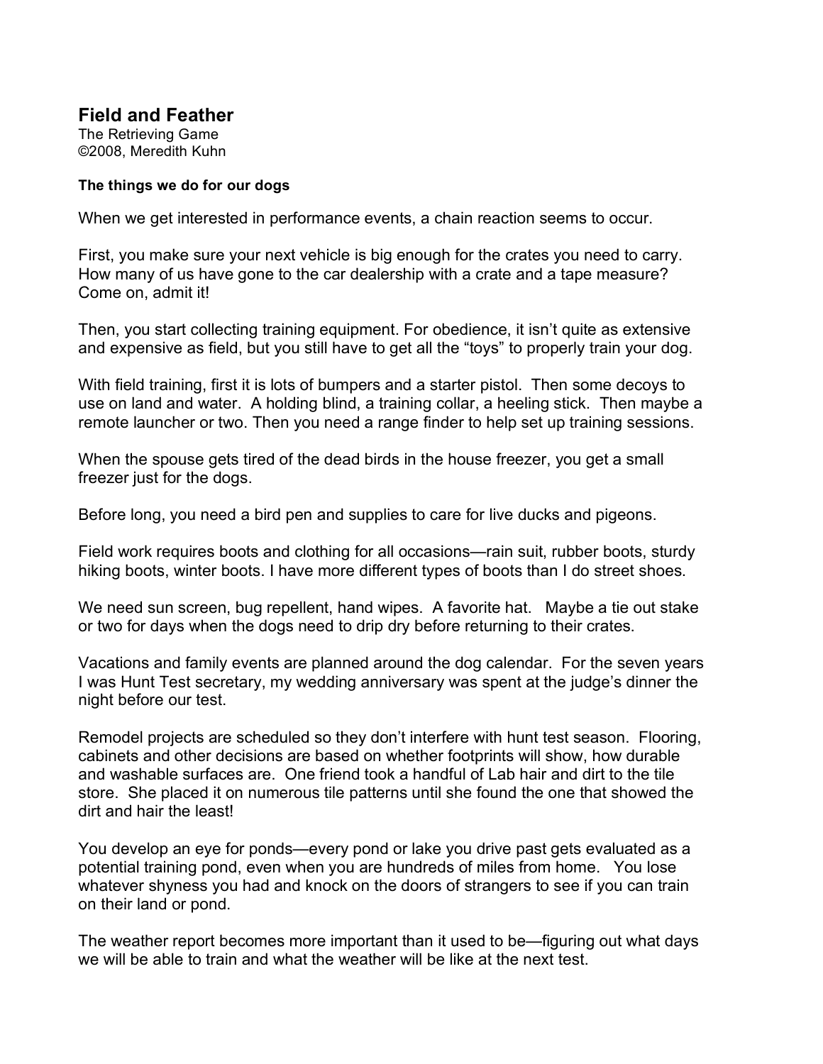# Field and Feather

The Retrieving Game
©2008, Meredith Kuhn

### The things we do for our dogs

When we get interested in performance events, a chain reaction seems to occur.

First, you make sure your next vehicle is big enough for the crates you need to carry. How many of us have gone to the car dealership with a crate and a tape measure? Come on, admit it!

Then, you start collecting training equipment. For obedience, it isn't quite as extensive and expensive as field, but you still have to get all the "toys" to properly train your dog.

With field training, first it is lots of bumpers and a starter pistol. Then some decoys to use on land and water. A holding blind, a training collar, a heeling stick. Then maybe a remote launcher or two. Then you need a range finder to help set up training sessions.

When the spouse gets tired of the dead birds in the house freezer, you get a small freezer just for the dogs.

Before long, you need a bird pen and supplies to care for live ducks and pigeons.

Field work requires boots and clothing for all occasions—rain suit, rubber boots, sturdy hiking boots, winter boots. I have more different types of boots than I do street shoes.

We need sun screen, bug repellent, hand wipes. A favorite hat. Maybe a tie out stake or two for days when the dogs need to drip dry before returning to their crates.

Vacations and family events are planned around the dog calendar. For the seven years I was Hunt Test secretary, my wedding anniversary was spent at the judge's dinner the night before our test.

Remodel projects are scheduled so they don't interfere with hunt test season. Flooring, cabinets and other decisions are based on whether footprints will show, how durable and washable surfaces are. One friend took a handful of Lab hair and dirt to the tile store. She placed it on numerous tile patterns until she found the one that showed the dirt and hair the least!

You develop an eye for ponds—every pond or lake you drive past gets evaluated as a potential training pond, even when you are hundreds of miles from home. You lose whatever shyness you had and knock on the doors of strangers to see if you can train on their land or pond.

The weather report becomes more important than it used to be—figuring out what days we will be able to train and what the weather will be like at the next test.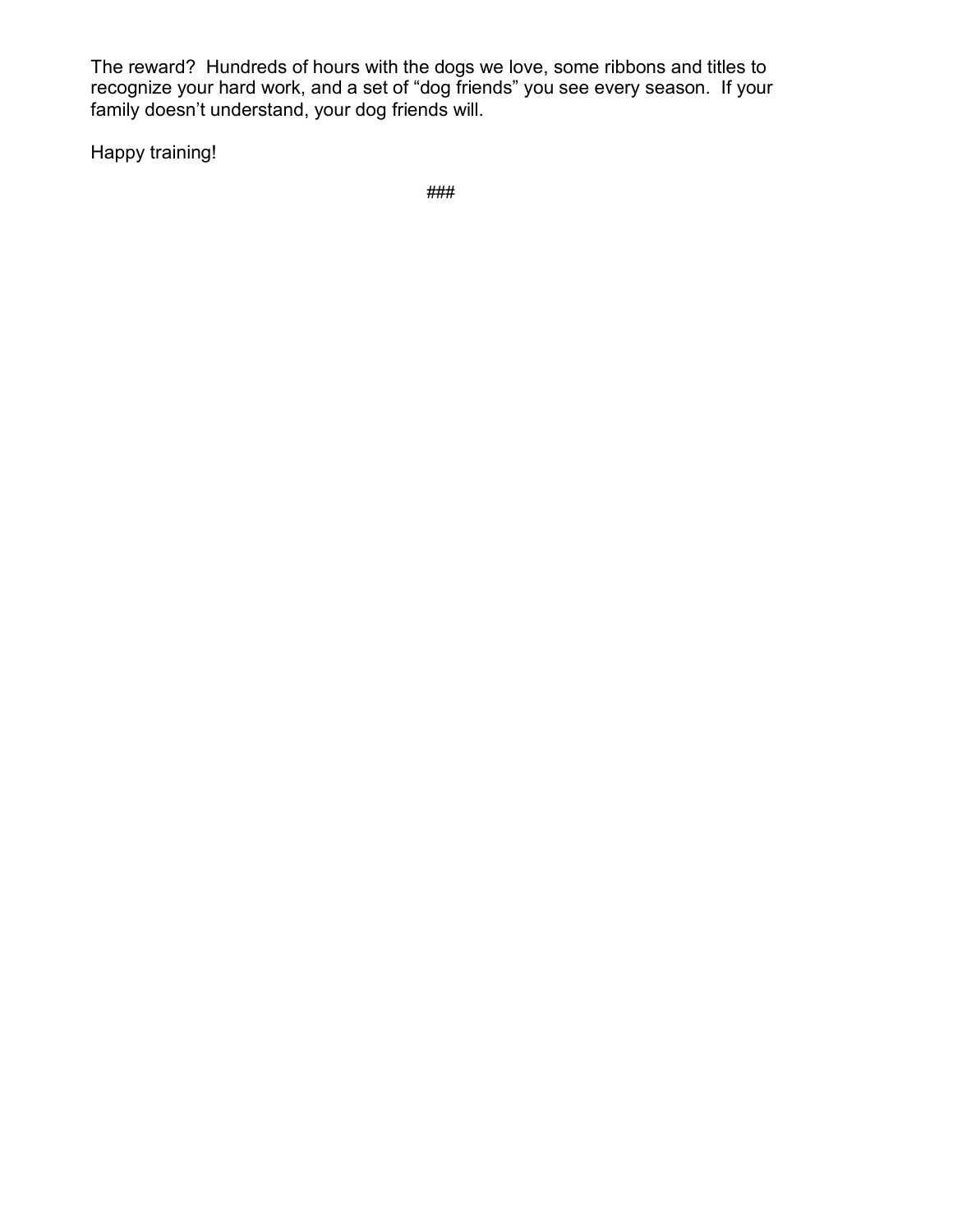The reward?  Hundreds of hours with the dogs we love, some ribbons and titles to recognize your hard work, and a set of “dog friends” you see every season.  If your family doesn’t understand, your dog friends will.

Happy training!

###